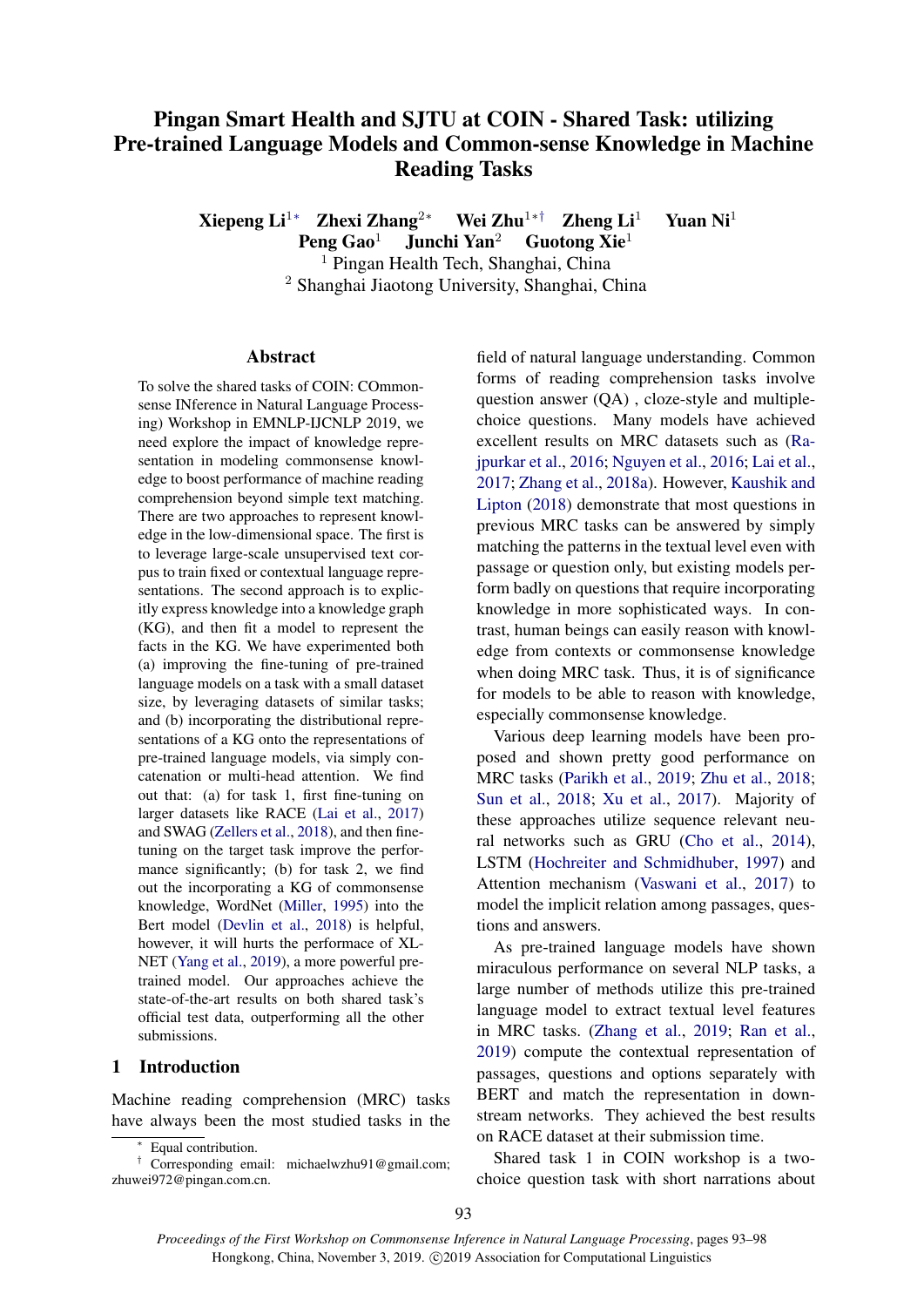# Pingan Smart Health and SJTU at COIN - Shared Task: utilizing Pre-trained Language Models and Common-sense Knowledge in Machine Reading Tasks

**Xiepeng Li**[1*] **Zhexi Zhang**[2*] **Wei Zhu**[1*†] **Zheng Li**[1] **Yuan Ni**[1]
**Peng Gao**[1] **Junchi Yan**[2] **Guotong Xie**[1]

[1] Pingan Health Tech, Shanghai, China
[2] Shanghai Jiaotong University, Shanghai, China

## Abstract

To solve the shared tasks of COIN: COmmonsense INference in Natural Language Processing) Workshop in EMNLP-IJCNLP 2019, we need explore the impact of knowledge representation in modeling commonsense knowledge to boost performance of machine reading comprehension beyond simple text matching. There are two approaches to represent knowledge in the low-dimensional space. The first is to leverage large-scale unsupervised text corpus to train fixed or contextual language representations. The second approach is to explicitly express knowledge into a knowledge graph (KG), and then fit a model to represent the facts in the KG. We have experimented both (a) improving the fine-tuning of pre-trained language models on a task with a small dataset size, by leveraging datasets of similar tasks; and (b) incorporating the distributional representations of a KG onto the representations of pre-trained language models, via simply concatenation or multi-head attention. We find out that: (a) for task 1, first fine-tuning on larger datasets like RACE (Lai et al., 2017) and SWAG (Zellers et al., 2018), and then fine-tuning on the target task improve the performance significantly; (b) for task 2, we find out the incorporating a KG of commonsense knowledge, WordNet (Miller, 1995) into the Bert model (Devlin et al., 2018) is helpful, however, it will hurts the performace of XLNET (Yang et al., 2019), a more powerful pre-trained model. Our approaches achieve the state-of-the-art results on both shared task's official test data, outperforming all the other submissions.

## 1 Introduction

Machine reading comprehension (MRC) tasks have always been the most studied tasks in the field of natural language understanding. Common forms of reading comprehension tasks involve question answer (QA) , cloze-style and multiple-choice questions. Many models have achieved excellent results on MRC datasets such as (Rajpurkar et al., 2016; Nguyen et al., 2016; Lai et al., 2017; Zhang et al., 2018a). However, Kaushik and Lipton (2018) demonstrate that most questions in previous MRC tasks can be answered by simply matching the patterns in the textual level even with passage or question only, but existing models perform badly on questions that require incorporating knowledge in more sophisticated ways. In contrast, human beings can easily reason with knowledge from contexts or commonsense knowledge when doing MRC task. Thus, it is of significance for models to be able to reason with knowledge, especially commonsense knowledge.

Various deep learning models have been proposed and shown pretty good performance on MRC tasks (Parikh et al., 2019; Zhu et al., 2018; Sun et al., 2018; Xu et al., 2017). Majority of these approaches utilize sequence relevant neural networks such as GRU (Cho et al., 2014), LSTM (Hochreiter and Schmidhuber, 1997) and Attention mechanism (Vaswani et al., 2017) to model the implicit relation among passages, questions and answers.

As pre-trained language models have shown miraculous performance on several NLP tasks, a large number of methods utilize this pre-trained language model to extract textual level features in MRC tasks. (Zhang et al., 2019; Ran et al., 2019) compute the contextual representation of passages, questions and options separately with BERT and match the representation in downstream networks. They achieved the best results on RACE dataset at their submission time.

Shared task 1 in COIN workshop is a two-choice question task with short narrations about

[*] Equal contribution.
[†] Corresponding email: michaelwzhu91@gmail.com; zhuwei972@pingan.com.cn.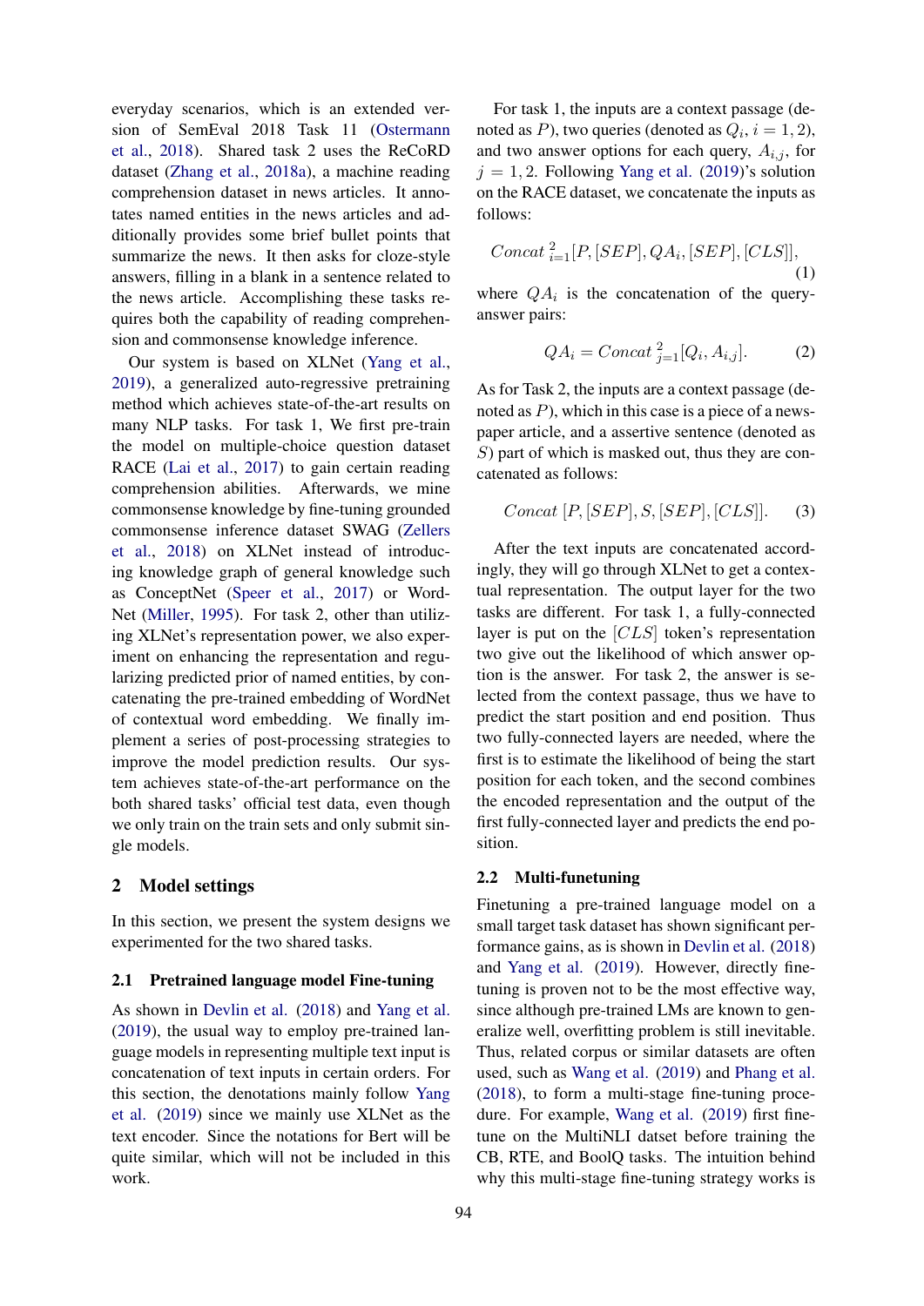everyday scenarios, which is an extended version of SemEval 2018 Task 11 (Ostermann et al., 2018). Shared task 2 uses the ReCoRD dataset (Zhang et al., 2018a), a machine reading comprehension dataset in news articles. It annotates named entities in the news articles and additionally provides some brief bullet points that summarize the news. It then asks for cloze-style answers, filling in a blank in a sentence related to the news article. Accomplishing these tasks requires both the capability of reading comprehension and commonsense knowledge inference.

Our system is based on XLNet (Yang et al., 2019), a generalized auto-regressive pretraining method which achieves state-of-the-art results on many NLP tasks. For task 1, We first pre-train the model on multiple-choice question dataset RACE (Lai et al., 2017) to gain certain reading comprehension abilities. Afterwards, we mine commonsense knowledge by fine-tuning grounded commonsense inference dataset SWAG (Zellers et al., 2018) on XLNet instead of introducing knowledge graph of general knowledge such as ConceptNet (Speer et al., 2017) or WordNet (Miller, 1995). For task 2, other than utilizing XLNet's representation power, we also experiment on enhancing the representation and regularizing predicted prior of named entities, by concatenating the pre-trained embedding of WordNet of contextual word embedding. We finally implement a series of post-processing strategies to improve the model prediction results. Our system achieves state-of-the-art performance on the both shared tasks' official test data, even though we only train on the train sets and only submit single models.

## 2 Model settings

In this section, we present the system designs we experimented for the two shared tasks.

### 2.1 Pretrained language model Fine-tuning

As shown in Devlin et al. (2018) and Yang et al. (2019), the usual way to employ pre-trained language models in representing multiple text input is concatenation of text inputs in certain orders. For this section, the denotations mainly follow Yang et al. (2019) since we mainly use XLNet as the text encoder. Since the notations for Bert will be quite similar, which will not be included in this work.

For task 1, the inputs are a context passage (denoted as $P$), two queries (denoted as $Q_i$, $i = 1, 2$), and two answer options for each query, $A_{i,j}$, for $j = 1, 2$. Following Yang et al. (2019)'s solution on the RACE dataset, we concatenate the inputs as follows:

$$Concat\ _{i=1}^{2}[P, [SEP], QA_i, [SEP], [CLS]], \tag{1}$$

where $QA_i$ is the concatenation of the query-answer pairs:

$$QA_i = Concat\ _{j=1}^{2}[Q_i, A_{i,j}]. \tag{2}$$

As for Task 2, the inputs are a context passage (denoted as $P$), which in this case is a piece of a newspaper article, and a assertive sentence (denoted as $S$) part of which is masked out, thus they are concatenated as follows:

$$Concat\ [P, [SEP], S, [SEP], [CLS]]. \tag{3}$$

After the text inputs are concatenated accordingly, they will go through XLNet to get a contextual representation. The output layer for the two tasks are different. For task 1, a fully-connected layer is put on the $[CLS]$ token's representation two give out the likelihood of which answer option is the answer. For task 2, the answer is selected from the context passage, thus we have to predict the start position and end position. Thus two fully-connected layers are needed, where the first is to estimate the likelihood of being the start position for each token, and the second combines the encoded representation and the output of the first fully-connected layer and predicts the end position.

### 2.2 Multi-funetuning

Finetuning a pre-trained language model on a small target task dataset has shown significant performance gains, as is shown in Devlin et al. (2018) and Yang et al. (2019). However, directly finetuning is proven not to be the most effective way, since although pre-trained LMs are known to generalize well, overfitting problem is still inevitable. Thus, related corpus or similar datasets are often used, such as Wang et al. (2019) and Phang et al. (2018), to form a multi-stage fine-tuning procedure. For example, Wang et al. (2019) first finetune on the MultiNLI datset before training the CB, RTE, and BoolQ tasks. The intuition behind why this multi-stage fine-tuning strategy works is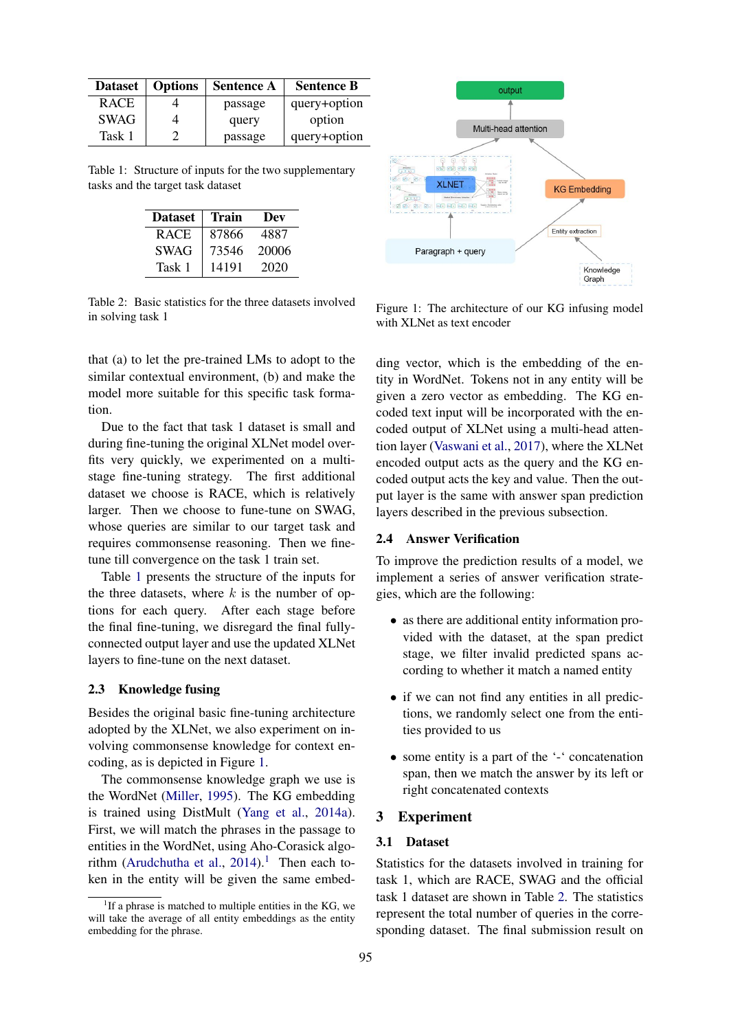| Dataset | Options | Sentence A | Sentence B |
|---|---|---|---|
| RACE | 4 | passage | query+option |
| SWAG | 4 | query | option |
| Task 1 | 2 | passage | query+option |

Table 1: Structure of inputs for the two supplementary tasks and the target task dataset

| Dataset | Train | Dev |
|---|---|---|
| RACE | 87866 | 4887 |
| SWAG | 73546 | 20006 |
| Task 1 | 14191 | 2020 |

Table 2: Basic statistics for the three datasets involved in solving task 1

that (a) to let the pre-trained LMs to adopt to the similar contextual environment, (b) and make the model more suitable for this specific task formation.

Due to the fact that task 1 dataset is small and during fine-tuning the original XLNet model overfits very quickly, we experimented on a multi-stage fine-tuning strategy. The first additional dataset we choose is RACE, which is relatively larger. Then we choose to fune-tune on SWAG, whose queries are similar to our target task and requires commonsense reasoning. Then we fine-tune till convergence on the task 1 train set.

Table 1 presents the structure of the inputs for the three datasets, where $k$ is the number of options for each query. After each stage before the final fine-tuning, we disregard the final fully-connected output layer and use the updated XLNet layers to fine-tune on the next dataset.

### 2.3 Knowledge fusing

Besides the original basic fine-tuning architecture adopted by the XLNet, we also experiment on involving commonsense knowledge for context encoding, as is depicted in Figure 1.

The commonsense knowledge graph we use is the WordNet (Miller, 1995). The KG embedding is trained using DistMult (Yang et al., 2014a). First, we will match the phrases in the passage to entities in the WordNet, using Aho-Corasick algorithm (Arudchutha et al., 2014).[1] Then each token in the entity will be given the same embedding vector, which is the embedding of the entity in WordNet. Tokens not in any entity will be given a zero vector as embedding. The KG encoded text input will be incorporated with the encoded output of XLNet using a multi-head attention layer (Vaswani et al., 2017), where the XLNet encoded output acts as the query and the KG encoded output acts the key and value. Then the output layer is the same with answer span prediction layers described in the previous subsection.

[1] If a phrase is matched to multiple entities in the KG, we will take the average of all entity embeddings as the entity embedding for the phrase.

Figure 1: The architecture of our KG infusing model with XLNet as text encoder

### 2.4 Answer Verification

To improve the prediction results of a model, we implement a series of answer verification strategies, which are the following:

- as there are additional entity information provided with the dataset, at the span predict stage, we filter invalid predicted spans according to whether it match a named entity
- if we can not find any entities in all predictions, we randomly select one from the entities provided to us
- some entity is a part of the '-' concatenation span, then we match the answer by its left or right concatenated contexts

## 3 Experiment

### 3.1 Dataset

Statistics for the datasets involved in training for task 1, which are RACE, SWAG and the official task 1 dataset are shown in Table 2. The statistics represent the total number of queries in the corresponding dataset. The final submission result on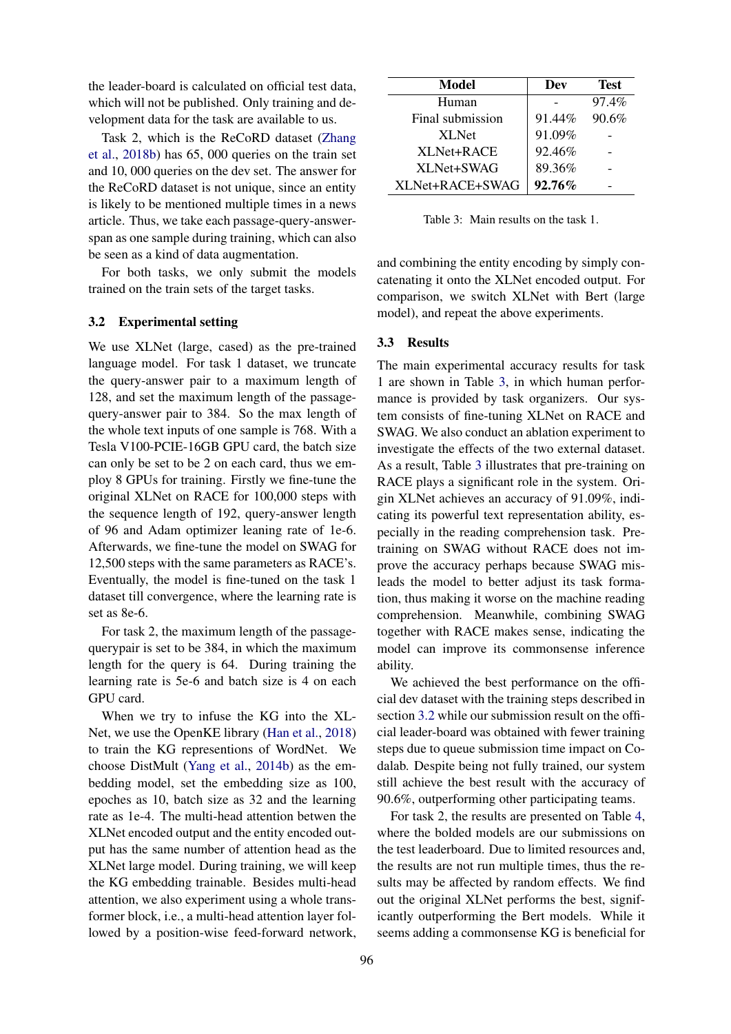the leader-board is calculated on official test data, which will not be published. Only training and development data for the task are available to us.

Task 2, which is the ReCoRD dataset (Zhang et al., 2018b) has 65, 000 queries on the train set and 10, 000 queries on the dev set. The answer for the ReCoRD dataset is not unique, since an entity is likely to be mentioned multiple times in a news article. Thus, we take each passage-query-answer-span as one sample during training, which can also be seen as a kind of data augmentation.

For both tasks, we only submit the models trained on the train sets of the target tasks.

### 3.2 Experimental setting

We use XLNet (large, cased) as the pre-trained language model. For task 1 dataset, we truncate the query-answer pair to a maximum length of 128, and set the maximum length of the passage-query-answer pair to 384. So the max length of the whole text inputs of one sample is 768. With a Tesla V100-PCIE-16GB GPU card, the batch size can only be set to be 2 on each card, thus we employ 8 GPUs for training. Firstly we fine-tune the original XLNet on RACE for 100,000 steps with the sequence length of 192, query-answer length of 96 and Adam optimizer leaning rate of 1e-6. Afterwards, we fine-tune the model on SWAG for 12,500 steps with the same parameters as RACE's. Eventually, the model is fine-tuned on the task 1 dataset till convergence, where the learning rate is set as 8e-6.

For task 2, the maximum length of the passage-querypair is set to be 384, in which the maximum length for the query is 64. During training the learning rate is 5e-6 and batch size is 4 on each GPU card.

When we try to infuse the KG into the XLNet, we use the OpenKE library (Han et al., 2018) to train the KG representions of WordNet. We choose DistMult (Yang et al., 2014b) as the embedding model, set the embedding size as 100, epoches as 10, batch size as 32 and the learning rate as 1e-4. The multi-head attention betwen the XLNet encoded output and the entity encoded output has the same number of attention head as the XLNet large model. During training, we will keep the KG embedding trainable. Besides multi-head attention, we also experiment using a whole transformer block, i.e., a multi-head attention layer followed by a position-wise feed-forward network, and combining the entity encoding by simply concatenating it onto the XLNet encoded output. For comparison, we switch XLNet with Bert (large model), and repeat the above experiments.

| Model | Dev | Test |
|---|---|---|
| Human | - | 97.4% |
| Final submission | 91.44% | 90.6% |
| XLNet | 91.09% | - |
| XLNet+RACE | 92.46% | - |
| XLNet+SWAG | 89.36% | - |
| XLNet+RACE+SWAG | **92.76%** | - |

Table 3: Main results on the task 1.

### 3.3 Results

The main experimental accuracy results for task 1 are shown in Table 3, in which human performance is provided by task organizers. Our system consists of fine-tuning XLNet on RACE and SWAG. We also conduct an ablation experiment to investigate the effects of the two external dataset. As a result, Table 3 illustrates that pre-training on RACE plays a significant role in the system. Origin XLNet achieves an accuracy of 91.09%, indicating its powerful text representation ability, especially in the reading comprehension task. Pre-training on SWAG without RACE does not improve the accuracy perhaps because SWAG misleads the model to better adjust its task formation, thus making it worse on the machine reading comprehension. Meanwhile, combining SWAG together with RACE makes sense, indicating the model can improve its commonsense inference ability.

We achieved the best performance on the official dev dataset with the training steps described in section 3.2 while our submission result on the official leader-board was obtained with fewer training steps due to queue submission time impact on Codalab. Despite being not fully trained, our system still achieve the best result with the accuracy of 90.6%, outperforming other participating teams.

For task 2, the results are presented on Table 4, where the bolded models are our submissions on the test leaderboard. Due to limited resources and, the results are not run multiple times, thus the results may be affected by random effects. We find out the original XLNet performs the best, significantly outperforming the Bert models. While it seems adding a commonsense KG is beneficial for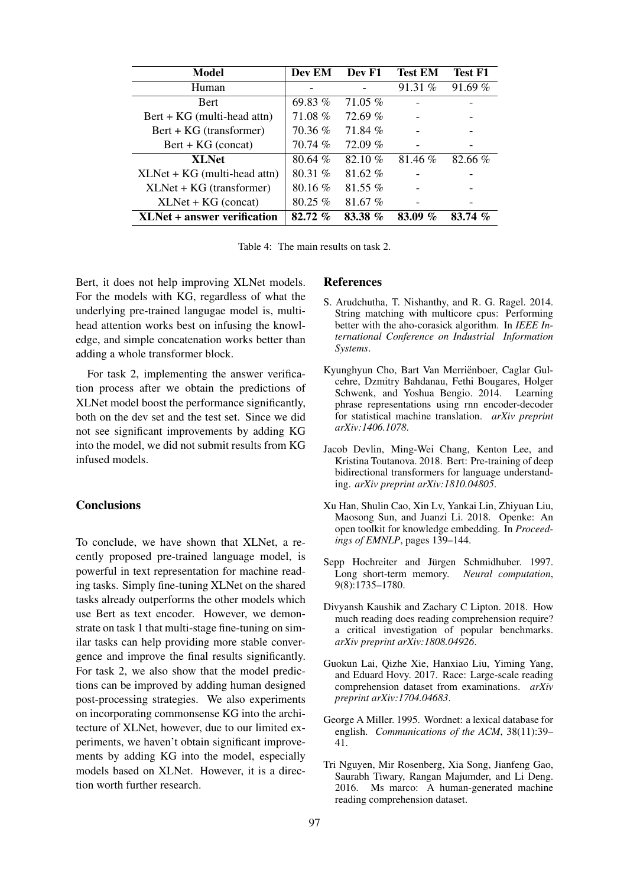| Model | Dev EM | Dev F1 | Test EM | Test F1 |
|---|---|---|---|---|
| Human | - | - | 91.31 % | 91.69 % |
| Bert | 69.83 % | 71.05 % | - | - |
| Bert + KG (multi-head attn) | 71.08 % | 72.69 % | - | - |
| Bert + KG (transformer) | 70.36 % | 71.84 % | - | - |
| Bert + KG (concat) | 70.74 % | 72.09 % | - | - |
| **XLNet** | 80.64 % | 82.10 % | 81.46 % | 82.66 % |
| XLNet + KG (multi-head attn) | 80.31 % | 81.62 % | - | - |
| XLNet + KG (transformer) | 80.16 % | 81.55 % | - | - |
| XLNet + KG (concat) | 80.25 % | 81.67 % | - | - |
| **XLNet + answer verification** | **82.72 %** | **83.38 %** | **83.09 %** | **83.74 %** |

Table 4: The main results on task 2.

Bert, it does not help improving XLNet models. For the models with KG, regardless of what the underlying pre-trained langugae model is, multi-head attention works best on infusing the knowledge, and simple concatenation works better than adding a whole transformer block.

For task 2, implementing the answer verification process after we obtain the predictions of XLNet model boost the performance significantly, both on the dev set and the test set. Since we did not see significant improvements by adding KG into the model, we did not submit results from KG infused models.

## Conclusions

To conclude, we have shown that XLNet, a recently proposed pre-trained language model, is powerful in text representation for machine reading tasks. Simply fine-tuning XLNet on the shared tasks already outperforms the other models which use Bert as text encoder. However, we demonstrate on task 1 that multi-stage fine-tuning on similar tasks can help providing more stable convergence and improve the final results significantly. For task 2, we also show that the model predictions can be improved by adding human designed post-processing strategies. We also experiments on incorporating commonsense KG into the architecture of XLNet, however, due to our limited experiments, we haven't obtain significant improvements by adding KG into the model, especially models based on XLNet. However, it is a direction worth further research.

## References

S. Arudchutha, T. Nishanthy, and R. G. Ragel. 2014. String matching with multicore cpus: Performing better with the aho-corasick algorithm. In *IEEE International Conference on Industrial Information Systems*.

Kyunghyun Cho, Bart Van Merriënboer, Caglar Gulcehre, Dzmitry Bahdanau, Fethi Bougares, Holger Schwenk, and Yoshua Bengio. 2014. Learning phrase representations using rnn encoder-decoder for statistical machine translation. *arXiv preprint arXiv:1406.1078*.

Jacob Devlin, Ming-Wei Chang, Kenton Lee, and Kristina Toutanova. 2018. Bert: Pre-training of deep bidirectional transformers for language understanding. *arXiv preprint arXiv:1810.04805*.

Xu Han, Shulin Cao, Xin Lv, Yankai Lin, Zhiyuan Liu, Maosong Sun, and Juanzi Li. 2018. Openke: An open toolkit for knowledge embedding. In *Proceedings of EMNLP*, pages 139–144.

Sepp Hochreiter and Jürgen Schmidhuber. 1997. Long short-term memory. *Neural computation*, 9(8):1735–1780.

Divyansh Kaushik and Zachary C Lipton. 2018. How much reading does reading comprehension require? a critical investigation of popular benchmarks. *arXiv preprint arXiv:1808.04926*.

Guokun Lai, Qizhe Xie, Hanxiao Liu, Yiming Yang, and Eduard Hovy. 2017. Race: Large-scale reading comprehension dataset from examinations. *arXiv preprint arXiv:1704.04683*.

George A Miller. 1995. Wordnet: a lexical database for english. *Communications of the ACM*, 38(11):39–41.

Tri Nguyen, Mir Rosenberg, Xia Song, Jianfeng Gao, Saurabh Tiwary, Rangan Majumder, and Li Deng. 2016. Ms marco: A human-generated machine reading comprehension dataset.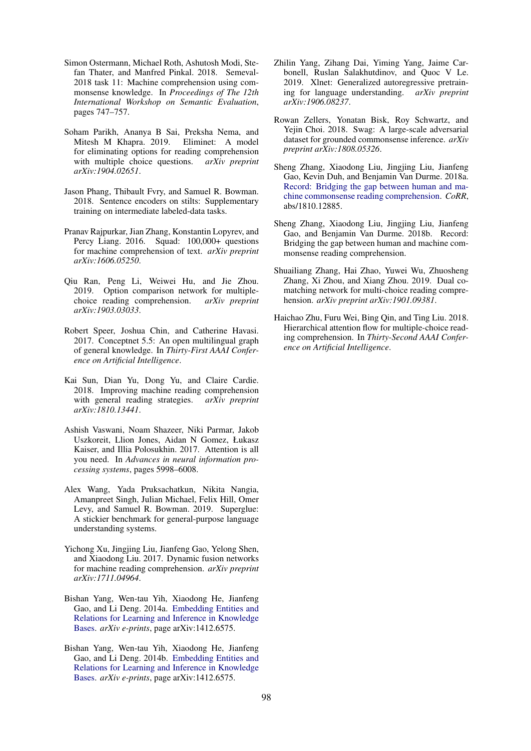Simon Ostermann, Michael Roth, Ashutosh Modi, Stefan Thater, and Manfred Pinkal. 2018. Semeval-2018 task 11: Machine comprehension using commonsense knowledge. In *Proceedings of The 12th International Workshop on Semantic Evaluation*, pages 747–757.

Soham Parikh, Ananya B Sai, Preksha Nema, and Mitesh M Khapra. 2019. Eliminet: A model for eliminating options for reading comprehension with multiple choice questions. *arXiv preprint arXiv:1904.02651*.

Jason Phang, Thibault Fvry, and Samuel R. Bowman. 2018. Sentence encoders on stilts: Supplementary training on intermediate labeled-data tasks.

Pranav Rajpurkar, Jian Zhang, Konstantin Lopyrev, and Percy Liang. 2016. Squad: 100,000+ questions for machine comprehension of text. *arXiv preprint arXiv:1606.05250*.

Qiu Ran, Peng Li, Weiwei Hu, and Jie Zhou. 2019. Option comparison network for multiple-choice reading comprehension. *arXiv preprint arXiv:1903.03033*.

Robert Speer, Joshua Chin, and Catherine Havasi. 2017. Conceptnet 5.5: An open multilingual graph of general knowledge. In *Thirty-First AAAI Conference on Artificial Intelligence*.

Kai Sun, Dian Yu, Dong Yu, and Claire Cardie. 2018. Improving machine reading comprehension with general reading strategies. *arXiv preprint arXiv:1810.13441*.

Ashish Vaswani, Noam Shazeer, Niki Parmar, Jakob Uszkoreit, Llion Jones, Aidan N Gomez, Łukasz Kaiser, and Illia Polosukhin. 2017. Attention is all you need. In *Advances in neural information processing systems*, pages 5998–6008.

Alex Wang, Yada Pruksachatkun, Nikita Nangia, Amanpreet Singh, Julian Michael, Felix Hill, Omer Levy, and Samuel R. Bowman. 2019. Superglue: A stickier benchmark for general-purpose language understanding systems.

Yichong Xu, Jingjing Liu, Jianfeng Gao, Yelong Shen, and Xiaodong Liu. 2017. Dynamic fusion networks for machine reading comprehension. *arXiv preprint arXiv:1711.04964*.

Bishan Yang, Wen-tau Yih, Xiaodong He, Jianfeng Gao, and Li Deng. 2014a. Embedding Entities and Relations for Learning and Inference in Knowledge Bases. *arXiv e-prints*, page arXiv:1412.6575.

Bishan Yang, Wen-tau Yih, Xiaodong He, Jianfeng Gao, and Li Deng. 2014b. Embedding Entities and Relations for Learning and Inference in Knowledge Bases. *arXiv e-prints*, page arXiv:1412.6575.

Zhilin Yang, Zihang Dai, Yiming Yang, Jaime Carbonell, Ruslan Salakhutdinov, and Quoc V Le. 2019. Xlnet: Generalized autoregressive pretraining for language understanding. *arXiv preprint arXiv:1906.08237*.

Rowan Zellers, Yonatan Bisk, Roy Schwartz, and Yejin Choi. 2018. Swag: A large-scale adversarial dataset for grounded commonsense inference. *arXiv preprint arXiv:1808.05326*.

Sheng Zhang, Xiaodong Liu, Jingjing Liu, Jianfeng Gao, Kevin Duh, and Benjamin Van Durme. 2018a. Record: Bridging the gap between human and machine commonsense reading comprehension. *CoRR*, abs/1810.12885.

Sheng Zhang, Xiaodong Liu, Jingjing Liu, Jianfeng Gao, and Benjamin Van Durme. 2018b. Record: Bridging the gap between human and machine commonsense reading comprehension.

Shuailiang Zhang, Hai Zhao, Yuwei Wu, Zhuosheng Zhang, Xi Zhou, and Xiang Zhou. 2019. Dual co-matching network for multi-choice reading comprehension. *arXiv preprint arXiv:1901.09381*.

Haichao Zhu, Furu Wei, Bing Qin, and Ting Liu. 2018. Hierarchical attention flow for multiple-choice reading comprehension. In *Thirty-Second AAAI Conference on Artificial Intelligence*.